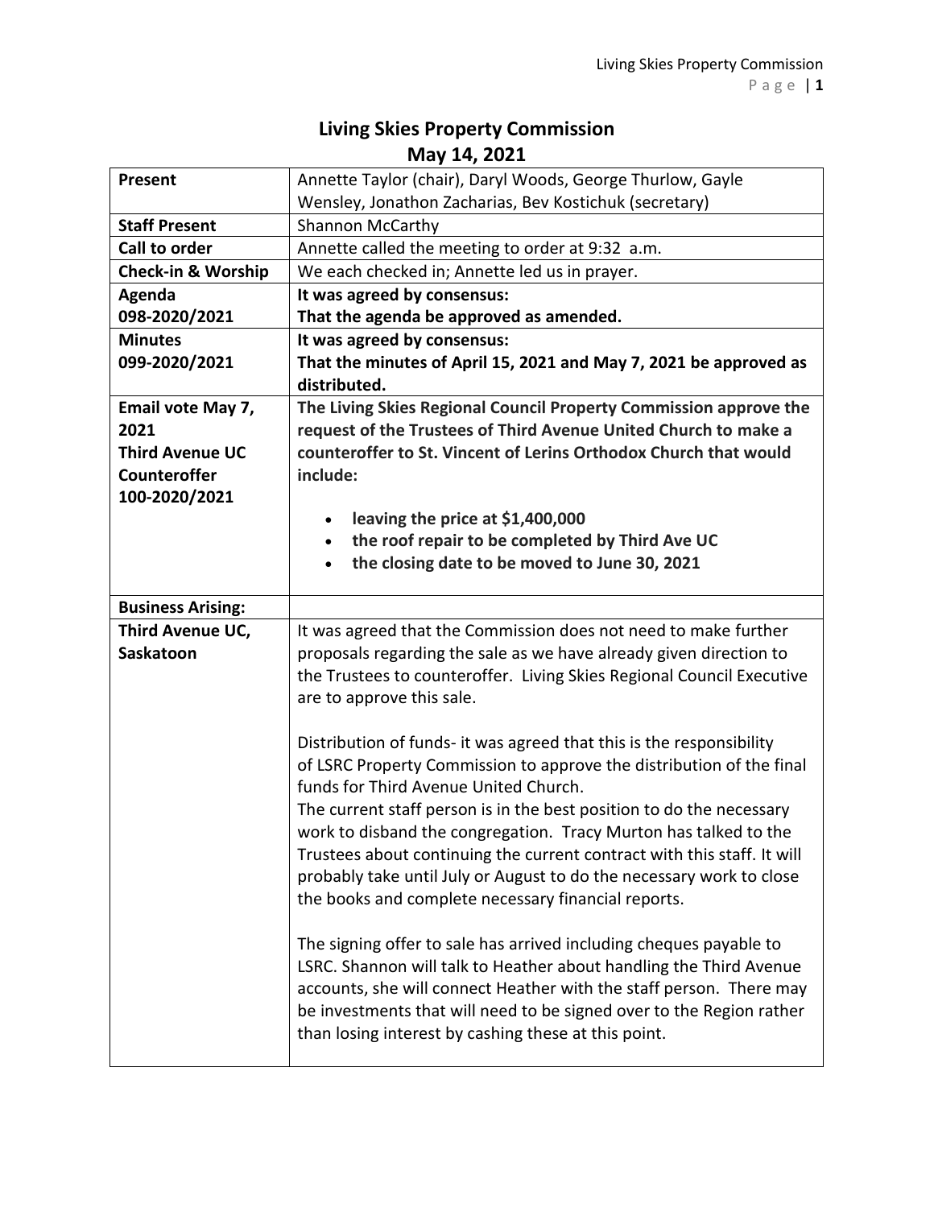# Living Skies Property Commission
## May 14, 2021

| | |
|---|---|
| **Present** | Annette Taylor (chair), Daryl Woods, George Thurlow, Gayle Wensley, Jonathon Zacharias, Bev Kostichuk (secretary) |
| **Staff Present** | Shannon McCarthy |
| **Call to order** | Annette called the meeting to order at 9:32 a.m. |
| **Check-in & Worship** | We each checked in; Annette led us in prayer. |
| **Agenda 098-2020/2021** | **It was agreed by consensus:** **That the agenda be approved as amended.** |
| **Minutes 099-2020/2021** | **It was agreed by consensus:** **That the minutes of April 15, 2021 and May 7, 2021 be approved as distributed.** |
| **Email vote May 7, 2021 Third Avenue UC Counteroffer 100-2020/2021** | **The Living Skies Regional Council Property Commission approve the request of the Trustees of Third Avenue United Church to make a counteroffer to St. Vincent of Lerins Orthodox Church that would include:**<br>• **leaving the price at $1,400,000**<br>• **the roof repair to be completed by Third Ave UC**<br>• **the closing date to be moved to June 30, 2021** |
| **Business Arising:** | |
| **Third Avenue UC, Saskatoon** | It was agreed that the Commission does not need to make further proposals regarding the sale as we have already given direction to the Trustees to counteroffer. Living Skies Regional Council Executive are to approve this sale.<br><br>Distribution of funds- it was agreed that this is the responsibility of LSRC Property Commission to approve the distribution of the final funds for Third Avenue United Church.<br>The current staff person is in the best position to do the necessary work to disband the congregation. Tracy Murton has talked to the Trustees about continuing the current contract with this staff. It will probably take until July or August to do the necessary work to close the books and complete necessary financial reports.<br><br>The signing offer to sale has arrived including cheques payable to LSRC. Shannon will talk to Heather about handling the Third Avenue accounts, she will connect Heather with the staff person. There may be investments that will need to be signed over to the Region rather than losing interest by cashing these at this point. |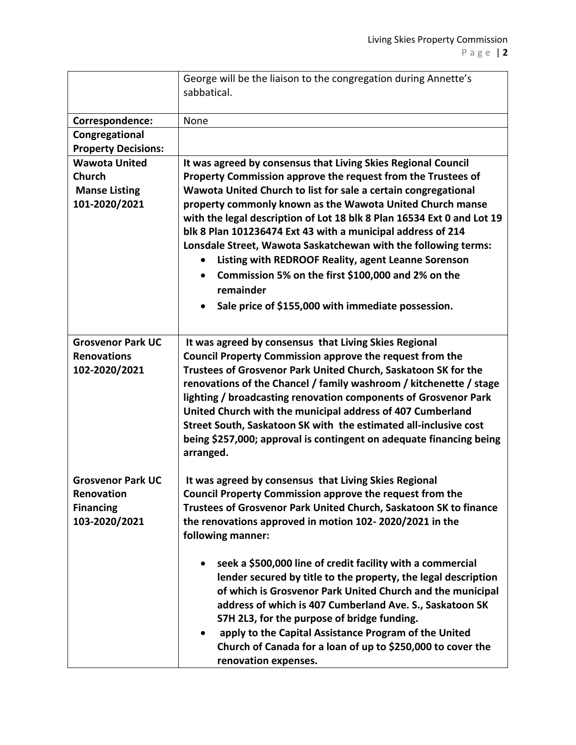| | |
|---|---|
| | George will be the liaison to the congregation during Annette's sabbatical. |
| **Correspondence:** | None |
| **Congregational Property Decisions:** | |
| **Wawota United Church Manse Listing 101-2020/2021** | **It was agreed by consensus that Living Skies Regional Council Property Commission approve the request from the Trustees of Wawota United Church to list for sale a certain congregational property commonly known as the Wawota United Church manse with the legal description of Lot 18 blk 8 Plan 16534 Ext 0 and Lot 19 blk 8 Plan 101236474 Ext 43 with a municipal address of 214 Lonsdale Street, Wawota Saskatchewan with the following terms:**<br>• **Listing with REDROOF Reality, agent Leanne Sorenson**<br>• **Commission 5% on the first \$100,000 and 2% on the remainder**<br>• **Sale price of \$155,000 with immediate possession.** |
| **Grosvenor Park UC Renovations 102-2020/2021**<br><br>**Grosvenor Park UC Renovation Financing 103-2020/2021** | **It was agreed by consensus that Living Skies Regional Council Property Commission approve the request from the Trustees of Grosvenor Park United Church, Saskatoon SK for the renovations of the Chancel / family washroom / kitchenette / stage lighting / broadcasting renovation components of Grosvenor Park United Church with the municipal address of 407 Cumberland Street South, Saskatoon SK with the estimated all-inclusive cost being \$257,000; approval is contingent on adequate financing being arranged.**<br><br>**It was agreed by consensus that Living Skies Regional Council Property Commission approve the request from the Trustees of Grosvenor Park United Church, Saskatoon SK to finance the renovations approved in motion 102- 2020/2021 in the following manner:**<br>• **seek a \$500,000 line of credit facility with a commercial lender secured by title to the property, the legal description of which is Grosvenor Park United Church and the municipal address of which is 407 Cumberland Ave. S., Saskatoon SK S7H 2L3, for the purpose of bridge funding.**<br>• **apply to the Capital Assistance Program of the United Church of Canada for a loan of up to \$250,000 to cover the renovation expenses.** |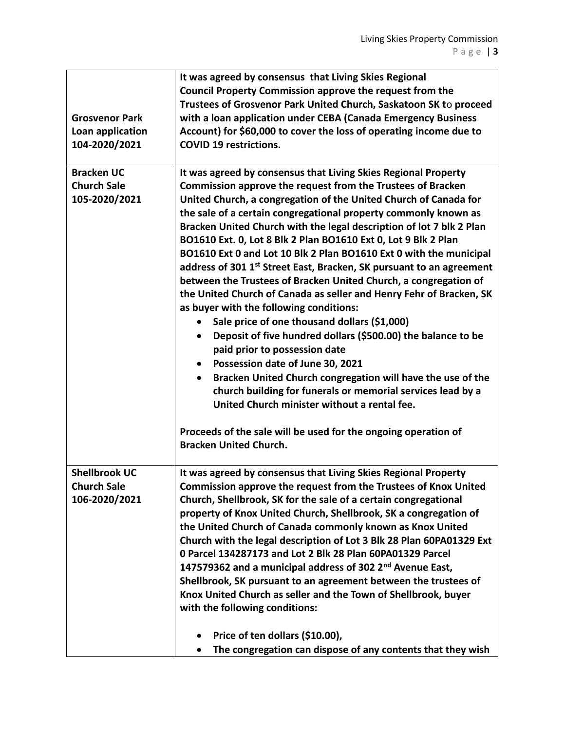| | |
|---|---|
| **Grosvenor Park Loan application 104-2020/2021** | **It was agreed by consensus that Living Skies Regional Council Property Commission approve the request from the Trustees of Grosvenor Park United Church, Saskatoon SK to proceed with a loan application under CEBA (Canada Emergency Business Account) for $60,000 to cover the loss of operating income due to COVID 19 restrictions.** |
| **Bracken UC Church Sale 105-2020/2021** | **It was agreed by consensus that Living Skies Regional Property Commission approve the request from the Trustees of Bracken United Church, a congregation of the United Church of Canada for the sale of a certain congregational property commonly known as Bracken United Church with the legal description of lot 7 blk 2 Plan BO1610 Ext. 0, Lot 8 Blk 2 Plan BO1610 Ext 0, Lot 9 Blk 2 Plan BO1610 Ext 0 and Lot 10 Blk 2 Plan BO1610 Ext 0 with the municipal address of 301 1st Street East, Bracken, SK pursuant to an agreement between the Trustees of Bracken United Church, a congregation of the United Church of Canada as seller and Henry Fehr of Bracken, SK as buyer with the following conditions:**<br>• **Sale price of one thousand dollars ($1,000)**<br>• **Deposit of five hundred dollars ($500.00) the balance to be paid prior to possession date**<br>• **Possession date of June 30, 2021**<br>• **Bracken United Church congregation will have the use of the church building for funerals or memorial services lead by a United Church minister without a rental fee.**<br><br>**Proceeds of the sale will be used for the ongoing operation of Bracken United Church.** |
| **Shellbrook UC Church Sale 106-2020/2021** | **It was agreed by consensus that Living Skies Regional Property Commission approve the request from the Trustees of Knox United Church, Shellbrook, SK for the sale of a certain congregational property of Knox United Church, Shellbrook, SK a congregation of the United Church of Canada commonly known as Knox United Church with the legal description of Lot 3 Blk 28 Plan 60PA01329 Ext 0 Parcel 134287173 and Lot 2 Blk 28 Plan 60PA01329 Parcel 147579362 and a municipal address of 302 2nd Avenue East, Shellbrook, SK pursuant to an agreement between the trustees of Knox United Church as seller and the Town of Shellbrook, buyer with the following conditions:**<br><br>• **Price of ten dollars ($10.00),**<br>• **The congregation can dispose of any contents that they wish** |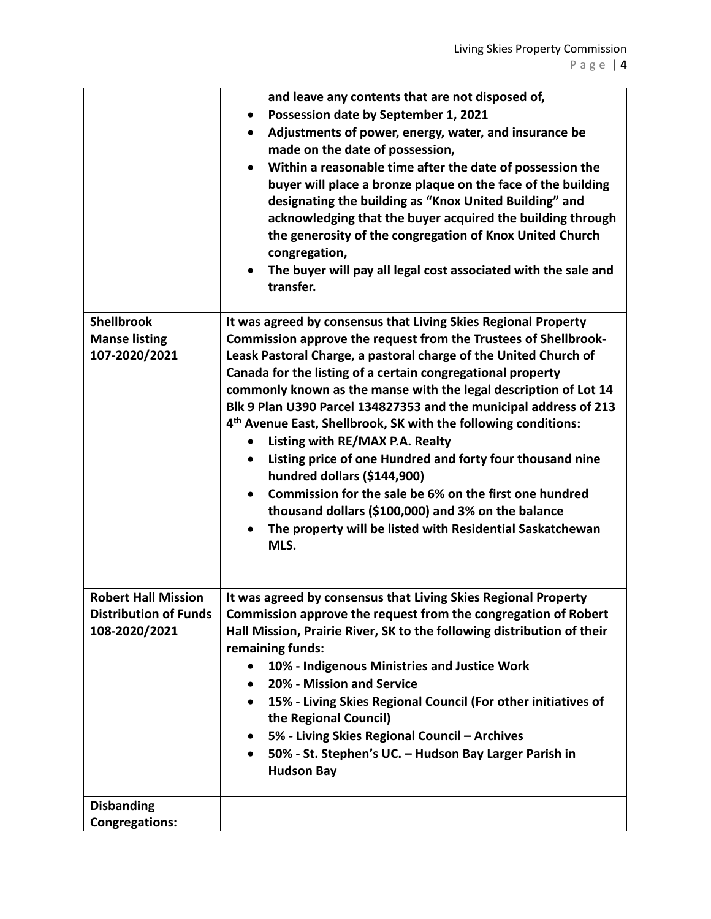| | |
|---|---|
| | **and leave any contents that are not disposed of,**<br>• **Possession date by September 1, 2021**<br>• **Adjustments of power, energy, water, and insurance be made on the date of possession,**<br>• **Within a reasonable time after the date of possession the buyer will place a bronze plaque on the face of the building designating the building as "Knox United Building" and acknowledging that the buyer acquired the building through the generosity of the congregation of Knox United Church congregation,**<br>• **The buyer will pay all legal cost associated with the sale and transfer.** |
| **Shellbrook Manse listing 107-2020/2021** | **It was agreed by consensus that Living Skies Regional Property Commission approve the request from the Trustees of Shellbrook-Leask Pastoral Charge, a pastoral charge of the United Church of Canada for the listing of a certain congregational property commonly known as the manse with the legal description of Lot 14 Blk 9 Plan U390 Parcel 134827353 and the municipal address of 213 4th Avenue East, Shellbrook, SK with the following conditions:**<br>• **Listing with RE/MAX P.A. Realty**<br>• **Listing price of one Hundred and forty four thousand nine hundred dollars ($144,900)**<br>• **Commission for the sale be 6% on the first one hundred thousand dollars ($100,000) and 3% on the balance**<br>• **The property will be listed with Residential Saskatchewan MLS.** |
| **Robert Hall Mission Distribution of Funds 108-2020/2021** | **It was agreed by consensus that Living Skies Regional Property Commission approve the request from the congregation of Robert Hall Mission, Prairie River, SK to the following distribution of their remaining funds:**<br>• **10% - Indigenous Ministries and Justice Work**<br>• **20% - Mission and Service**<br>• **15% - Living Skies Regional Council (For other initiatives of the Regional Council)**<br>• **5% - Living Skies Regional Council – Archives**<br>• **50% - St. Stephen's UC. – Hudson Bay Larger Parish in Hudson Bay** |
| **Disbanding Congregations:** | |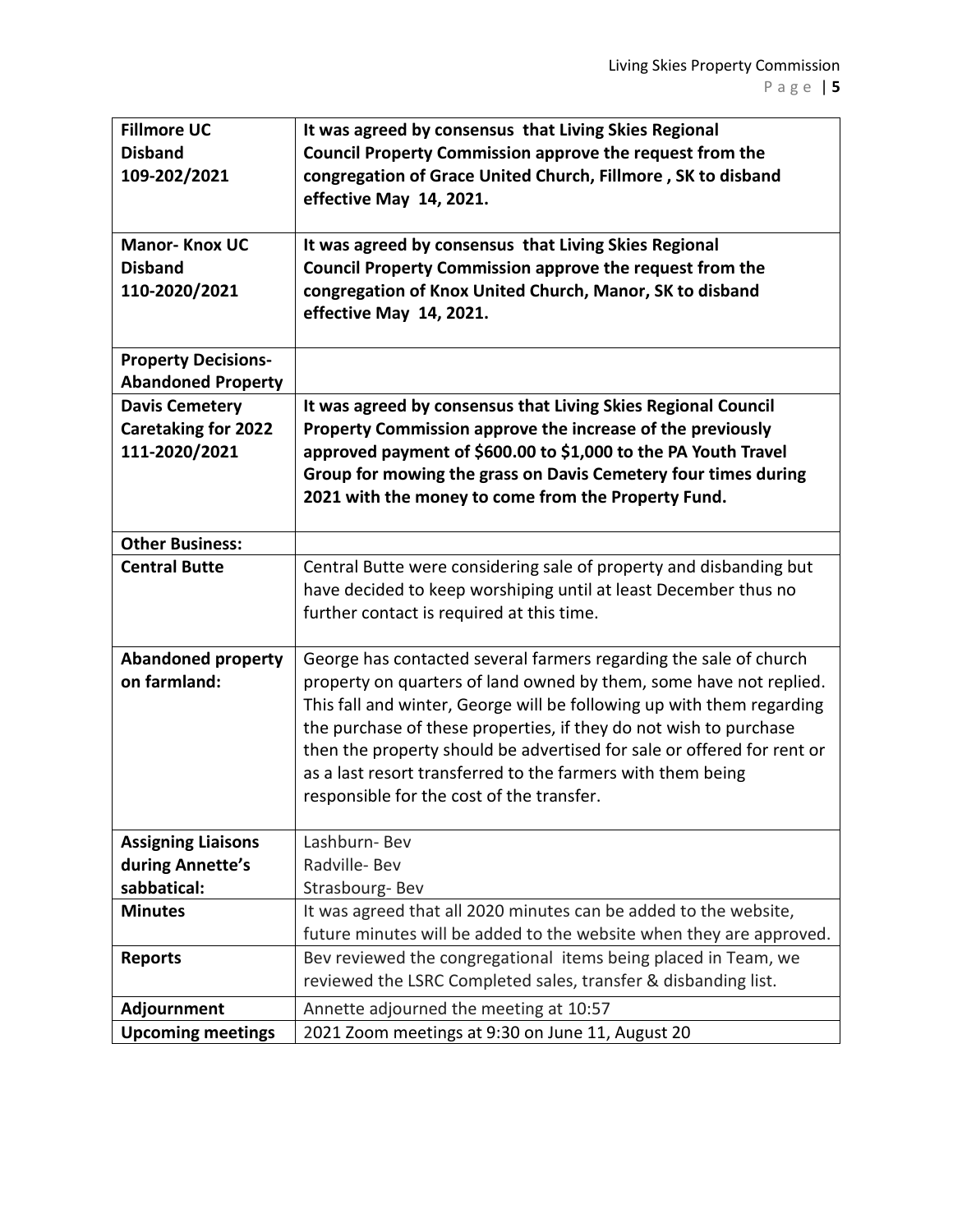| | |
|---|---|
| **Fillmore UC**<br>**Disband**<br>**109-202/2021** | **It was agreed by consensus that Living Skies Regional Council Property Commission approve the request from the congregation of Grace United Church, Fillmore , SK to disband effective May 14, 2021.** |
| **Manor- Knox UC**<br>**Disband**<br>**110-2020/2021** | **It was agreed by consensus that Living Skies Regional Council Property Commission approve the request from the congregation of Knox United Church, Manor, SK to disband effective May 14, 2021.** |
| **Property Decisions-Abandoned Property** | |
| **Davis Cemetery**<br>**Caretaking for 2022**<br>**111-2020/2021** | **It was agreed by consensus that Living Skies Regional Council Property Commission approve the increase of the previously approved payment of $600.00 to $1,000 to the PA Youth Travel Group for mowing the grass on Davis Cemetery four times during 2021 with the money to come from the Property Fund.** |
| **Other Business:** | |
| **Central Butte** | Central Butte were considering sale of property and disbanding but have decided to keep worshiping until at least December thus no further contact is required at this time. |
| **Abandoned property on farmland:** | George has contacted several farmers regarding the sale of church property on quarters of land owned by them, some have not replied. This fall and winter, George will be following up with them regarding the purchase of these properties, if they do not wish to purchase then the property should be advertised for sale or offered for rent or as a last resort transferred to the farmers with them being responsible for the cost of the transfer. |
| **Assigning Liaisons during Annette's sabbatical:** | Lashburn- Bev<br>Radville- Bev<br>Strasbourg- Bev |
| **Minutes** | It was agreed that all 2020 minutes can be added to the website, future minutes will be added to the website when they are approved. |
| **Reports** | Bev reviewed the congregational items being placed in Team, we reviewed the LSRC Completed sales, transfer & disbanding list. |
| **Adjournment** | Annette adjourned the meeting at 10:57 |
| **Upcoming meetings** | 2021 Zoom meetings at 9:30 on June 11, August 20 |